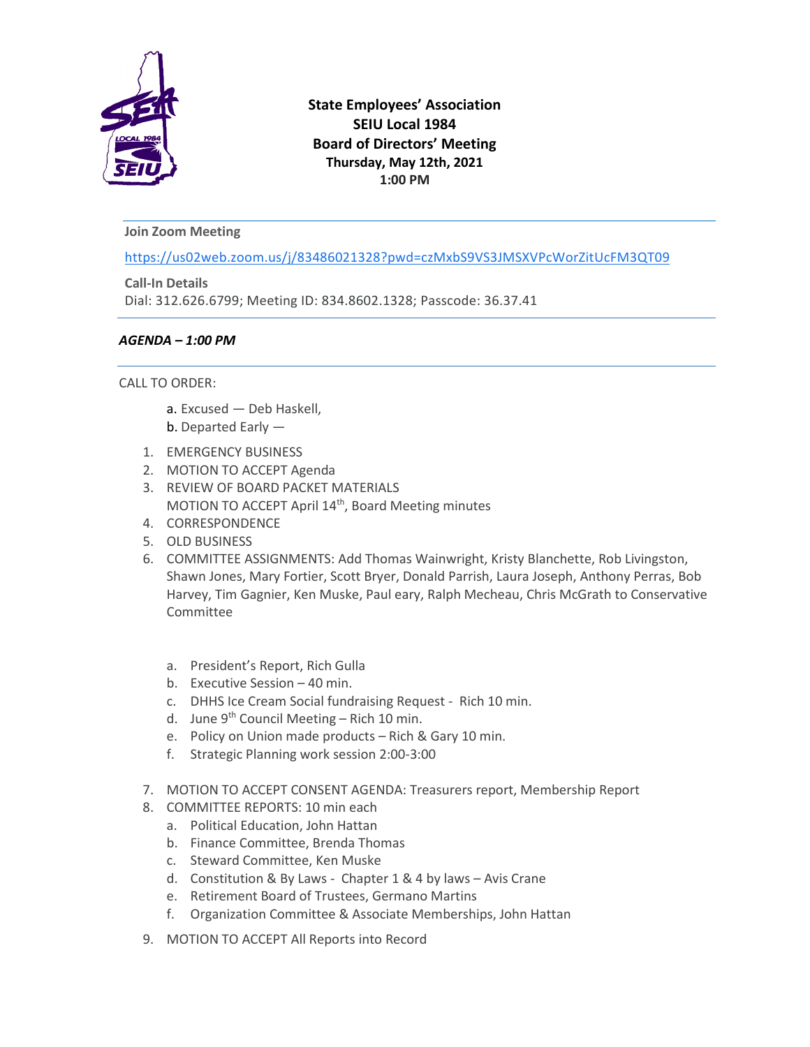**State Employees' Association**
**SEIU Local 1984**
**Board of Directors' Meeting**
**Thursday, May 12th, 2021**
**1:00 PM**

---

**Join Zoom Meeting**

https://us02web.zoom.us/j/83486021328?pwd=czMxbS9VS3JMSXVPcWorZitUcFM3QT09

**Call-In Details**
Dial: 312.626.6799; Meeting ID: 834.8602.1328; Passcode: 36.37.41

---

***AGENDA – 1:00 PM***

---

CALL TO ORDER:

a. Excused — Deb Haskell,
b. Departed Early —

1. EMERGENCY BUSINESS
2. MOTION TO ACCEPT Agenda
3. REVIEW OF BOARD PACKET MATERIALS
   MOTION TO ACCEPT April 14th, Board Meeting minutes
4. CORRESPONDENCE
5. OLD BUSINESS
6. COMMITTEE ASSIGNMENTS: Add Thomas Wainwright, Kristy Blanchette, Rob Livingston, Shawn Jones, Mary Fortier, Scott Bryer, Donald Parrish, Laura Joseph, Anthony Perras, Bob Harvey, Tim Gagnier, Ken Muske, Paul eary, Ralph Mecheau, Chris McGrath to Conservative Committee

   a. President's Report, Rich Gulla
   b. Executive Session – 40 min.
   c. DHHS Ice Cream Social fundraising Request - Rich 10 min.
   d. June 9th Council Meeting – Rich 10 min.
   e. Policy on Union made products – Rich & Gary 10 min.
   f. Strategic Planning work session 2:00-3:00

7. MOTION TO ACCEPT CONSENT AGENDA: Treasurers report, Membership Report
8. COMMITTEE REPORTS: 10 min each
   a. Political Education, John Hattan
   b. Finance Committee, Brenda Thomas
   c. Steward Committee, Ken Muske
   d. Constitution & By Laws - Chapter 1 & 4 by laws – Avis Crane
   e. Retirement Board of Trustees, Germano Martins
   f. Organization Committee & Associate Memberships, John Hattan
9. MOTION TO ACCEPT All Reports into Record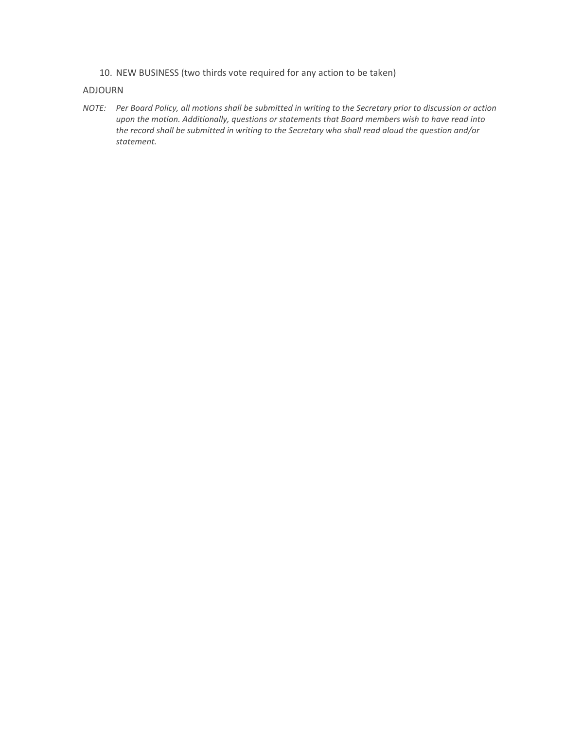10. NEW BUSINESS (two thirds vote required for any action to be taken)

ADJOURN

*NOTE: Per Board Policy, all motions shall be submitted in writing to the Secretary prior to discussion or action upon the motion. Additionally, questions or statements that Board members wish to have read into the record shall be submitted in writing to the Secretary who shall read aloud the question and/or statement.*